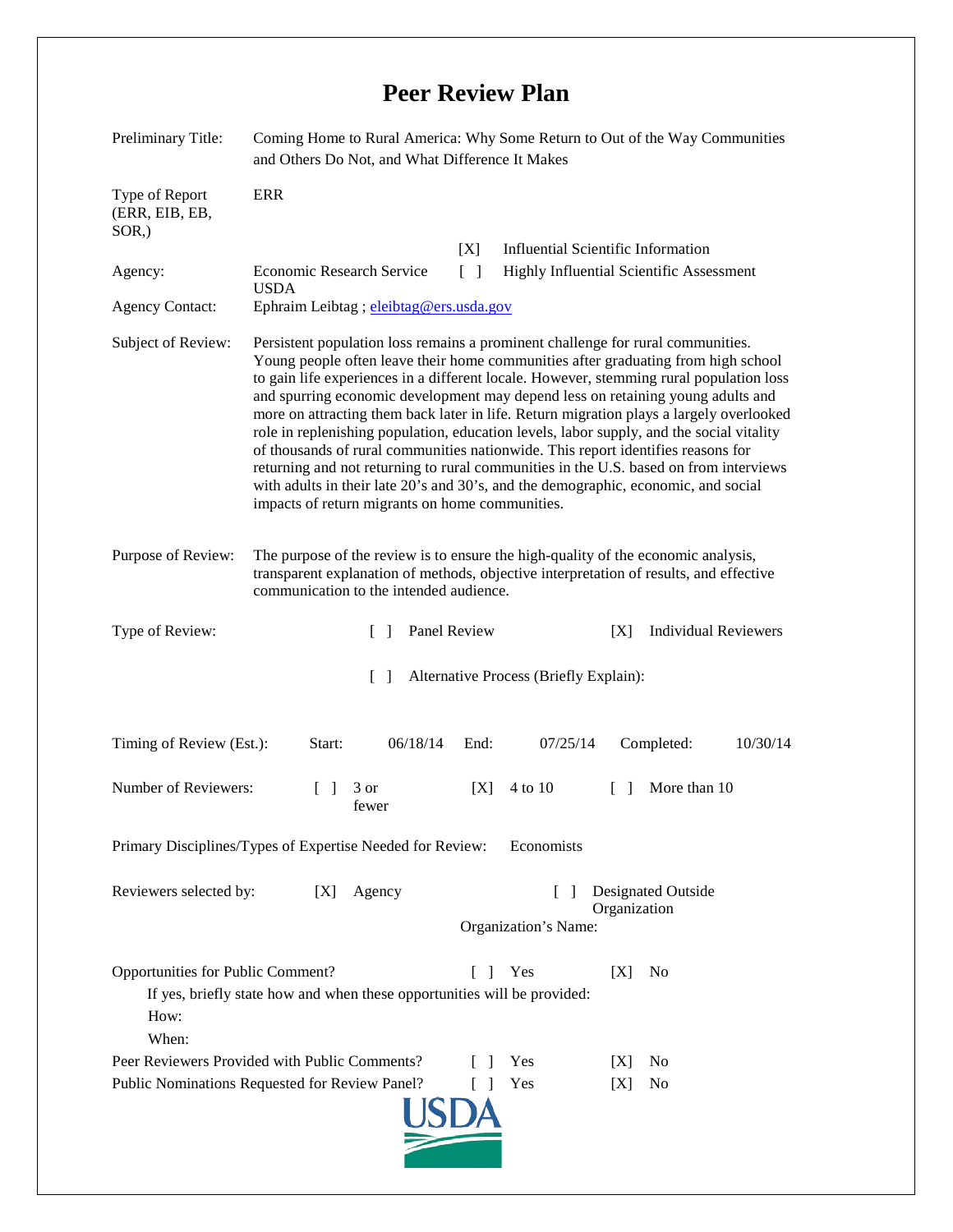# Peer Review Plan

| | |
|---|---|
| Preliminary Title: | Coming Home to Rural America: Why Some Return to Out of the Way Communities and Others Do Not, and What Difference It Makes |
| Type of Report (ERR, EIB, EB, SOR,) | ERR |
| | [X] Influential Scientific Information |
| Agency: | Economic Research Service USDA — [ ] Highly Influential Scientific Assessment |
| Agency Contact: | Ephraim Leibtag ; eleibtag@ers.usda.gov |
| Subject of Review: | Persistent population loss remains a prominent challenge for rural communities. Young people often leave their home communities after graduating from high school to gain life experiences in a different locale. However, stemming rural population loss and spurring economic development may depend less on retaining young adults and more on attracting them back later in life. Return migration plays a largely overlooked role in replenishing population, education levels, labor supply, and the social vitality of thousands of rural communities nationwide. This report identifies reasons for returning and not returning to rural communities in the U.S. based on from interviews with adults in their late 20's and 30's, and the demographic, economic, and social impacts of return migrants on home communities. |
| Purpose of Review: | The purpose of the review is to ensure the high-quality of the economic analysis, transparent explanation of methods, objective interpretation of results, and effective communication to the intended audience. |
| Type of Review: | [ ] Panel Review [X] Individual Reviewers<br>[ ] Alternative Process (Briefly Explain): |
| Timing of Review (Est.): | Start: 06/18/14 End: 07/25/14 Completed: 10/30/14 |
| Number of Reviewers: | [ ] 3 or fewer [X] 4 to 10 [ ] More than 10 |

Primary Disciplines/Types of Expertise Needed for Review: Economists

Reviewers selected by: [X] Agency [ ] Designated Outside Organization

Organization's Name:

Opportunities for Public Comment? [ ] Yes [X] No

If yes, briefly state how and when these opportunities will be provided:

How:

When:

Peer Reviewers Provided with Public Comments? [ ] Yes [X] No

Public Nominations Requested for Review Panel? [ ] Yes [X] No